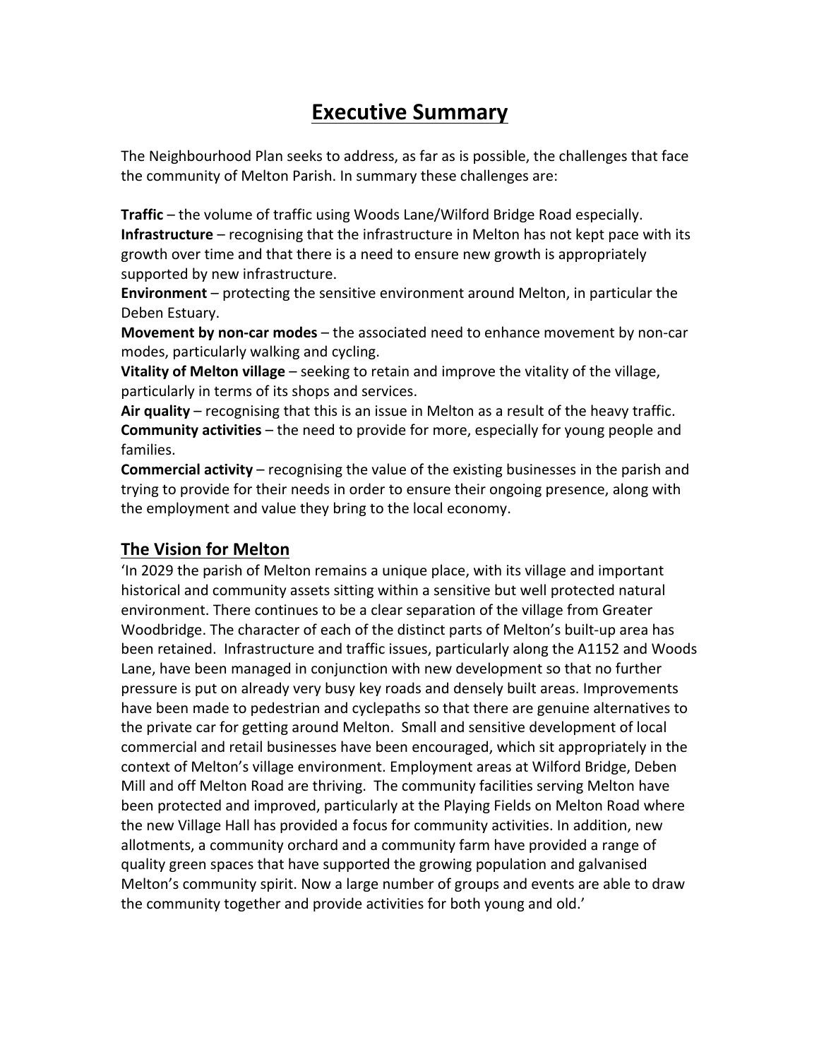# Executive Summary

The Neighbourhood Plan seeks to address, as far as is possible, the challenges that face the community of Melton Parish. In summary these challenges are:

**Traffic** – the volume of traffic using Woods Lane/Wilford Bridge Road especially.
**Infrastructure** – recognising that the infrastructure in Melton has not kept pace with its growth over time and that there is a need to ensure new growth is appropriately supported by new infrastructure.
**Environment** – protecting the sensitive environment around Melton, in particular the Deben Estuary.
**Movement by non-car modes** – the associated need to enhance movement by non-car modes, particularly walking and cycling.
**Vitality of Melton village** – seeking to retain and improve the vitality of the village, particularly in terms of its shops and services.
**Air quality** – recognising that this is an issue in Melton as a result of the heavy traffic.
**Community activities** – the need to provide for more, especially for young people and families.
**Commercial activity** – recognising the value of the existing businesses in the parish and trying to provide for their needs in order to ensure their ongoing presence, along with the employment and value they bring to the local economy.

## The Vision for Melton

'In 2029 the parish of Melton remains a unique place, with its village and important historical and community assets sitting within a sensitive but well protected natural environment. There continues to be a clear separation of the village from Greater Woodbridge. The character of each of the distinct parts of Melton's built-up area has been retained. Infrastructure and traffic issues, particularly along the A1152 and Woods Lane, have been managed in conjunction with new development so that no further pressure is put on already very busy key roads and densely built areas. Improvements have been made to pedestrian and cyclepaths so that there are genuine alternatives to the private car for getting around Melton. Small and sensitive development of local commercial and retail businesses have been encouraged, which sit appropriately in the context of Melton's village environment. Employment areas at Wilford Bridge, Deben Mill and off Melton Road are thriving. The community facilities serving Melton have been protected and improved, particularly at the Playing Fields on Melton Road where the new Village Hall has provided a focus for community activities. In addition, new allotments, a community orchard and a community farm have provided a range of quality green spaces that have supported the growing population and galvanised Melton's community spirit. Now a large number of groups and events are able to draw the community together and provide activities for both young and old.'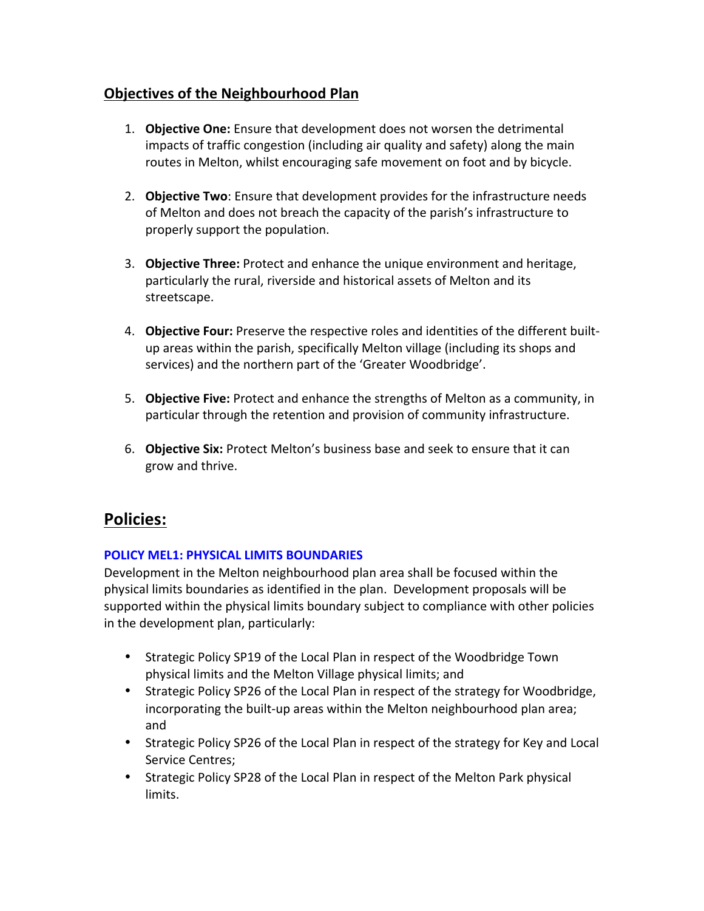## Objectives of the Neighbourhood Plan

1. **Objective One:** Ensure that development does not worsen the detrimental impacts of traffic congestion (including air quality and safety) along the main routes in Melton, whilst encouraging safe movement on foot and by bicycle.

2. **Objective Two**: Ensure that development provides for the infrastructure needs of Melton and does not breach the capacity of the parish's infrastructure to properly support the population.

3. **Objective Three:** Protect and enhance the unique environment and heritage, particularly the rural, riverside and historical assets of Melton and its streetscape.

4. **Objective Four:** Preserve the respective roles and identities of the different built-up areas within the parish, specifically Melton village (including its shops and services) and the northern part of the 'Greater Woodbridge'.

5. **Objective Five:** Protect and enhance the strengths of Melton as a community, in particular through the retention and provision of community infrastructure.

6. **Objective Six:** Protect Melton's business base and seek to ensure that it can grow and thrive.

## Policies:

### POLICY MEL1: PHYSICAL LIMITS BOUNDARIES

Development in the Melton neighbourhood plan area shall be focused within the physical limits boundaries as identified in the plan. Development proposals will be supported within the physical limits boundary subject to compliance with other policies in the development plan, particularly:

- Strategic Policy SP19 of the Local Plan in respect of the Woodbridge Town physical limits and the Melton Village physical limits; and
- Strategic Policy SP26 of the Local Plan in respect of the strategy for Woodbridge, incorporating the built-up areas within the Melton neighbourhood plan area; and
- Strategic Policy SP26 of the Local Plan in respect of the strategy for Key and Local Service Centres;
- Strategic Policy SP28 of the Local Plan in respect of the Melton Park physical limits.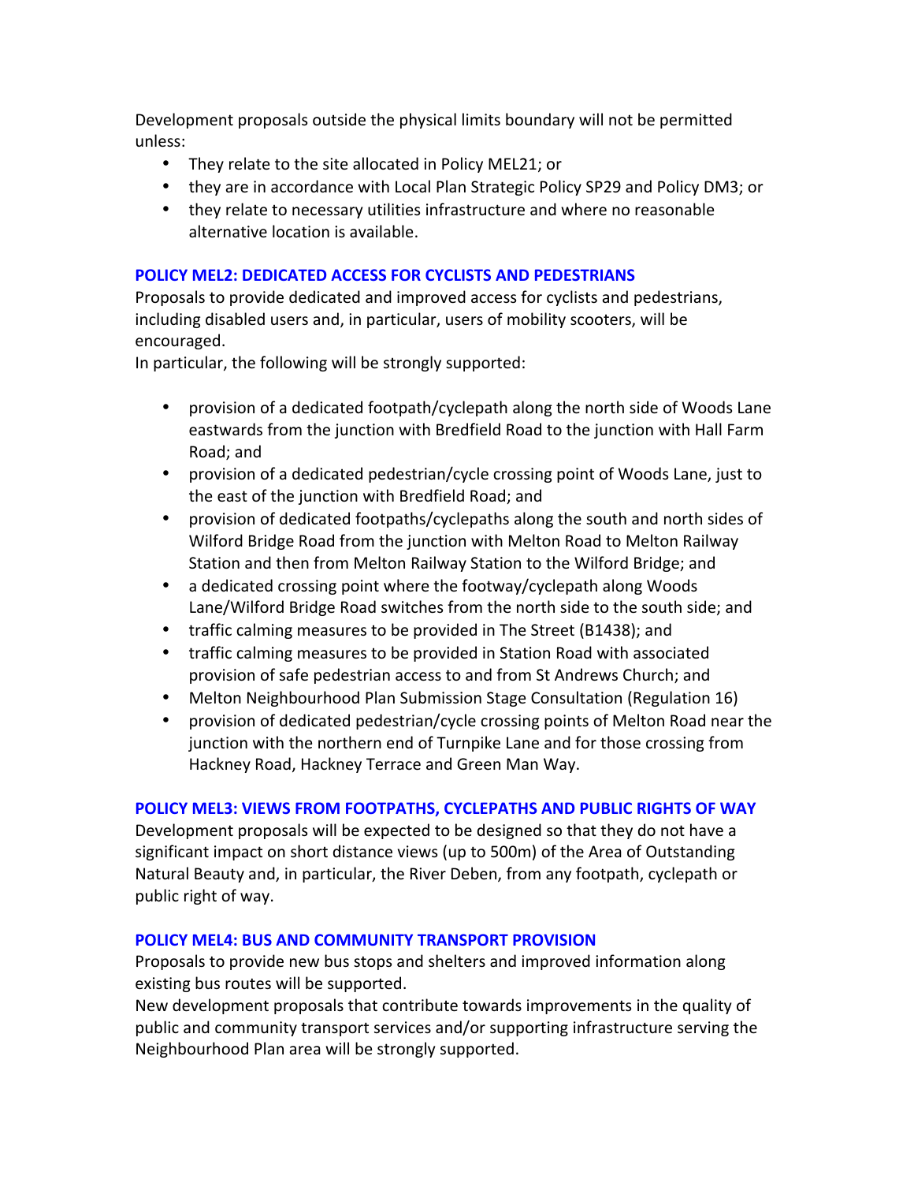Development proposals outside the physical limits boundary will not be permitted unless:

- They relate to the site allocated in Policy MEL21; or
- they are in accordance with Local Plan Strategic Policy SP29 and Policy DM3; or
- they relate to necessary utilities infrastructure and where no reasonable alternative location is available.

### POLICY MEL2: DEDICATED ACCESS FOR CYCLISTS AND PEDESTRIANS

Proposals to provide dedicated and improved access for cyclists and pedestrians, including disabled users and, in particular, users of mobility scooters, will be encouraged.

In particular, the following will be strongly supported:

- provision of a dedicated footpath/cyclepath along the north side of Woods Lane eastwards from the junction with Bredfield Road to the junction with Hall Farm Road; and
- provision of a dedicated pedestrian/cycle crossing point of Woods Lane, just to the east of the junction with Bredfield Road; and
- provision of dedicated footpaths/cyclepaths along the south and north sides of Wilford Bridge Road from the junction with Melton Road to Melton Railway Station and then from Melton Railway Station to the Wilford Bridge; and
- a dedicated crossing point where the footway/cyclepath along Woods Lane/Wilford Bridge Road switches from the north side to the south side; and
- traffic calming measures to be provided in The Street (B1438); and
- traffic calming measures to be provided in Station Road with associated provision of safe pedestrian access to and from St Andrews Church; and
- Melton Neighbourhood Plan Submission Stage Consultation (Regulation 16)
- provision of dedicated pedestrian/cycle crossing points of Melton Road near the junction with the northern end of Turnpike Lane and for those crossing from Hackney Road, Hackney Terrace and Green Man Way.

### POLICY MEL3: VIEWS FROM FOOTPATHS, CYCLEPATHS AND PUBLIC RIGHTS OF WAY

Development proposals will be expected to be designed so that they do not have a significant impact on short distance views (up to 500m) of the Area of Outstanding Natural Beauty and, in particular, the River Deben, from any footpath, cyclepath or public right of way.

### POLICY MEL4: BUS AND COMMUNITY TRANSPORT PROVISION

Proposals to provide new bus stops and shelters and improved information along existing bus routes will be supported.

New development proposals that contribute towards improvements in the quality of public and community transport services and/or supporting infrastructure serving the Neighbourhood Plan area will be strongly supported.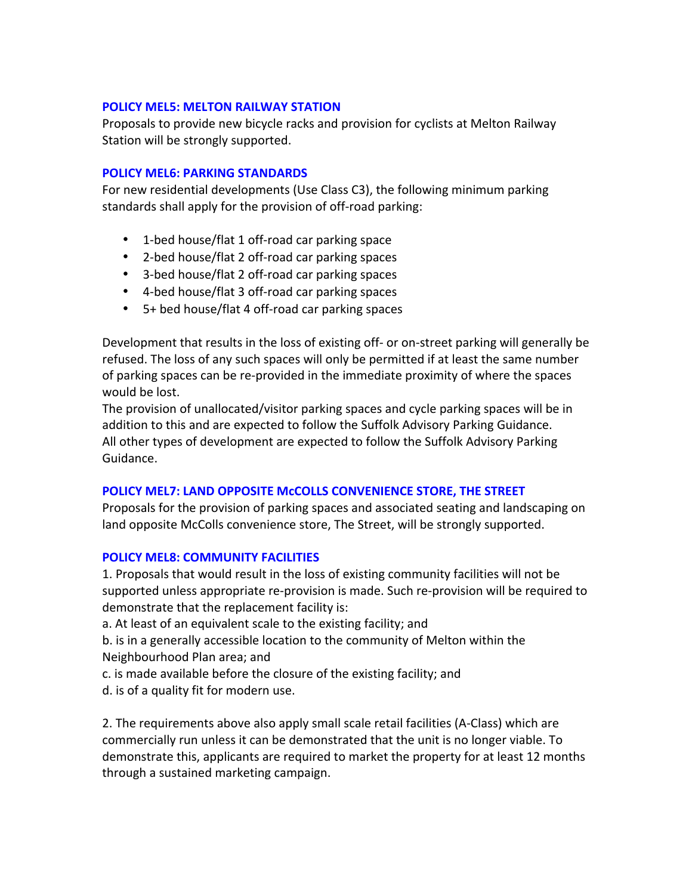### POLICY MEL5: MELTON RAILWAY STATION

Proposals to provide new bicycle racks and provision for cyclists at Melton Railway Station will be strongly supported.

### POLICY MEL6: PARKING STANDARDS

For new residential developments (Use Class C3), the following minimum parking standards shall apply for the provision of off-road parking:

- 1-bed house/flat 1 off-road car parking space
- 2-bed house/flat 2 off-road car parking spaces
- 3-bed house/flat 2 off-road car parking spaces
- 4-bed house/flat 3 off-road car parking spaces
- 5+ bed house/flat 4 off-road car parking spaces

Development that results in the loss of existing off- or on-street parking will generally be refused. The loss of any such spaces will only be permitted if at least the same number of parking spaces can be re-provided in the immediate proximity of where the spaces would be lost.

The provision of unallocated/visitor parking spaces and cycle parking spaces will be in addition to this and are expected to follow the Suffolk Advisory Parking Guidance.

All other types of development are expected to follow the Suffolk Advisory Parking Guidance.

### POLICY MEL7: LAND OPPOSITE McCOLLS CONVENIENCE STORE, THE STREET

Proposals for the provision of parking spaces and associated seating and landscaping on land opposite McColls convenience store, The Street, will be strongly supported.

### POLICY MEL8: COMMUNITY FACILITIES

1. Proposals that would result in the loss of existing community facilities will not be supported unless appropriate re-provision is made. Such re-provision will be required to demonstrate that the replacement facility is:

a. At least of an equivalent scale to the existing facility; and

b. is in a generally accessible location to the community of Melton within the Neighbourhood Plan area; and

c. is made available before the closure of the existing facility; and

d. is of a quality fit for modern use.

2. The requirements above also apply small scale retail facilities (A-Class) which are commercially run unless it can be demonstrated that the unit is no longer viable. To demonstrate this, applicants are required to market the property for at least 12 months through a sustained marketing campaign.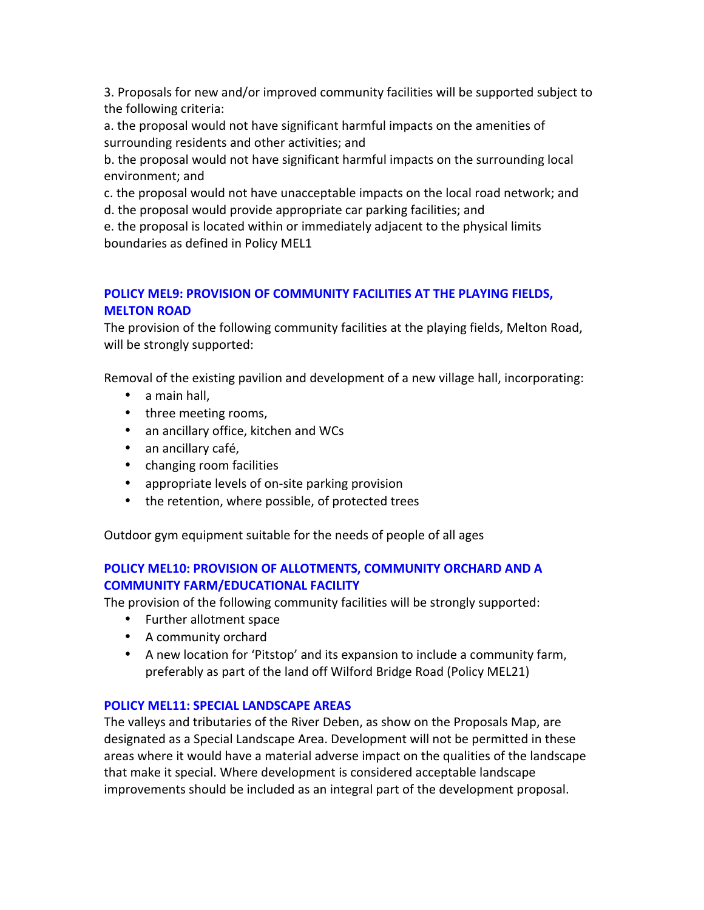3. Proposals for new and/or improved community facilities will be supported subject to the following criteria:

a. the proposal would not have significant harmful impacts on the amenities of surrounding residents and other activities; and

b. the proposal would not have significant harmful impacts on the surrounding local environment; and

c. the proposal would not have unacceptable impacts on the local road network; and

d. the proposal would provide appropriate car parking facilities; and

e. the proposal is located within or immediately adjacent to the physical limits boundaries as defined in Policy MEL1

### POLICY MEL9: PROVISION OF COMMUNITY FACILITIES AT THE PLAYING FIELDS, MELTON ROAD

The provision of the following community facilities at the playing fields, Melton Road, will be strongly supported:

Removal of the existing pavilion and development of a new village hall, incorporating:

- a main hall,
- three meeting rooms,
- an ancillary office, kitchen and WCs
- an ancillary café,
- changing room facilities
- appropriate levels of on-site parking provision
- the retention, where possible, of protected trees

Outdoor gym equipment suitable for the needs of people of all ages

### POLICY MEL10: PROVISION OF ALLOTMENTS, COMMUNITY ORCHARD AND A COMMUNITY FARM/EDUCATIONAL FACILITY

The provision of the following community facilities will be strongly supported:

- Further allotment space
- A community orchard
- A new location for 'Pitstop' and its expansion to include a community farm, preferably as part of the land off Wilford Bridge Road (Policy MEL21)

### POLICY MEL11: SPECIAL LANDSCAPE AREAS

The valleys and tributaries of the River Deben, as show on the Proposals Map, are designated as a Special Landscape Area. Development will not be permitted in these areas where it would have a material adverse impact on the qualities of the landscape that make it special. Where development is considered acceptable landscape improvements should be included as an integral part of the development proposal.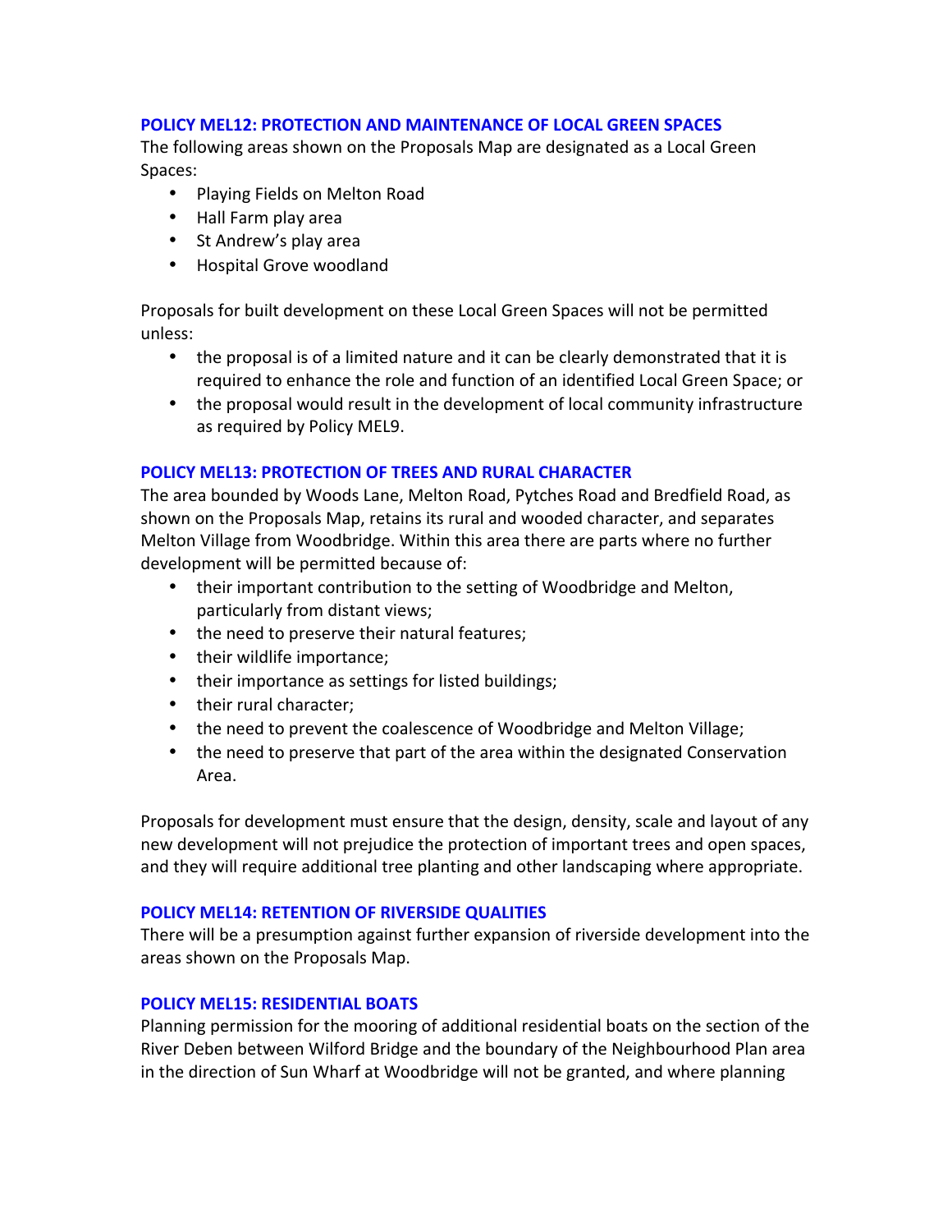### POLICY MEL12: PROTECTION AND MAINTENANCE OF LOCAL GREEN SPACES

The following areas shown on the Proposals Map are designated as a Local Green Spaces:

- Playing Fields on Melton Road
- Hall Farm play area
- St Andrew's play area
- Hospital Grove woodland

Proposals for built development on these Local Green Spaces will not be permitted unless:

- the proposal is of a limited nature and it can be clearly demonstrated that it is required to enhance the role and function of an identified Local Green Space; or
- the proposal would result in the development of local community infrastructure as required by Policy MEL9.

### POLICY MEL13: PROTECTION OF TREES AND RURAL CHARACTER

The area bounded by Woods Lane, Melton Road, Pytches Road and Bredfield Road, as shown on the Proposals Map, retains its rural and wooded character, and separates Melton Village from Woodbridge. Within this area there are parts where no further development will be permitted because of:

- their important contribution to the setting of Woodbridge and Melton, particularly from distant views;
- the need to preserve their natural features;
- their wildlife importance;
- their importance as settings for listed buildings;
- their rural character;
- the need to prevent the coalescence of Woodbridge and Melton Village;
- the need to preserve that part of the area within the designated Conservation Area.

Proposals for development must ensure that the design, density, scale and layout of any new development will not prejudice the protection of important trees and open spaces, and they will require additional tree planting and other landscaping where appropriate.

### POLICY MEL14: RETENTION OF RIVERSIDE QUALITIES

There will be a presumption against further expansion of riverside development into the areas shown on the Proposals Map.

### POLICY MEL15: RESIDENTIAL BOATS

Planning permission for the mooring of additional residential boats on the section of the River Deben between Wilford Bridge and the boundary of the Neighbourhood Plan area in the direction of Sun Wharf at Woodbridge will not be granted, and where planning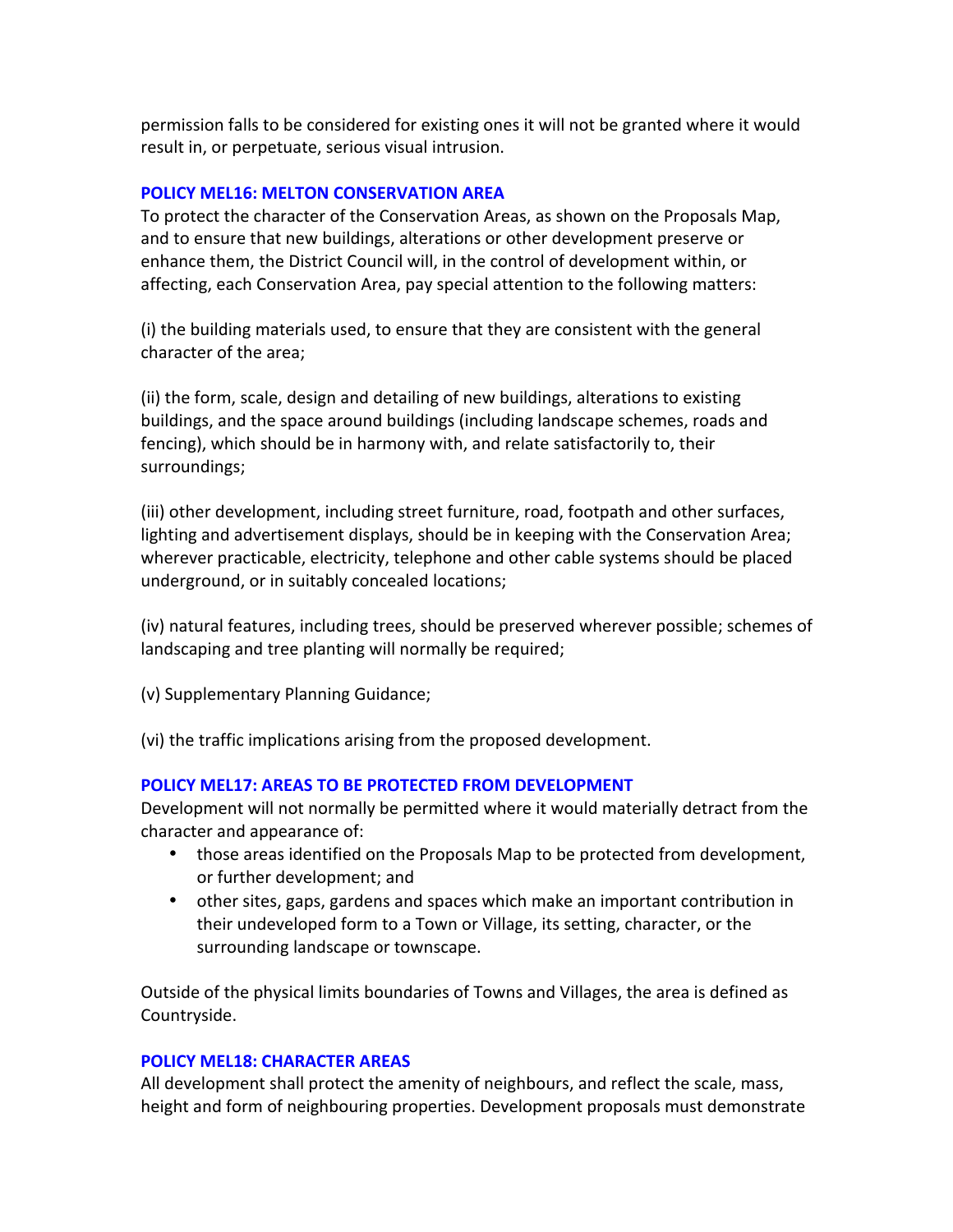permission falls to be considered for existing ones it will not be granted where it would result in, or perpetuate, serious visual intrusion.

### POLICY MEL16: MELTON CONSERVATION AREA

To protect the character of the Conservation Areas, as shown on the Proposals Map, and to ensure that new buildings, alterations or other development preserve or enhance them, the District Council will, in the control of development within, or affecting, each Conservation Area, pay special attention to the following matters:

(i) the building materials used, to ensure that they are consistent with the general character of the area;

(ii) the form, scale, design and detailing of new buildings, alterations to existing buildings, and the space around buildings (including landscape schemes, roads and fencing), which should be in harmony with, and relate satisfactorily to, their surroundings;

(iii) other development, including street furniture, road, footpath and other surfaces, lighting and advertisement displays, should be in keeping with the Conservation Area; wherever practicable, electricity, telephone and other cable systems should be placed underground, or in suitably concealed locations;

(iv) natural features, including trees, should be preserved wherever possible; schemes of landscaping and tree planting will normally be required;

(v) Supplementary Planning Guidance;

(vi) the traffic implications arising from the proposed development.

### POLICY MEL17: AREAS TO BE PROTECTED FROM DEVELOPMENT

Development will not normally be permitted where it would materially detract from the character and appearance of:

- those areas identified on the Proposals Map to be protected from development, or further development; and
- other sites, gaps, gardens and spaces which make an important contribution in their undeveloped form to a Town or Village, its setting, character, or the surrounding landscape or townscape.

Outside of the physical limits boundaries of Towns and Villages, the area is defined as Countryside.

### POLICY MEL18: CHARACTER AREAS

All development shall protect the amenity of neighbours, and reflect the scale, mass, height and form of neighbouring properties. Development proposals must demonstrate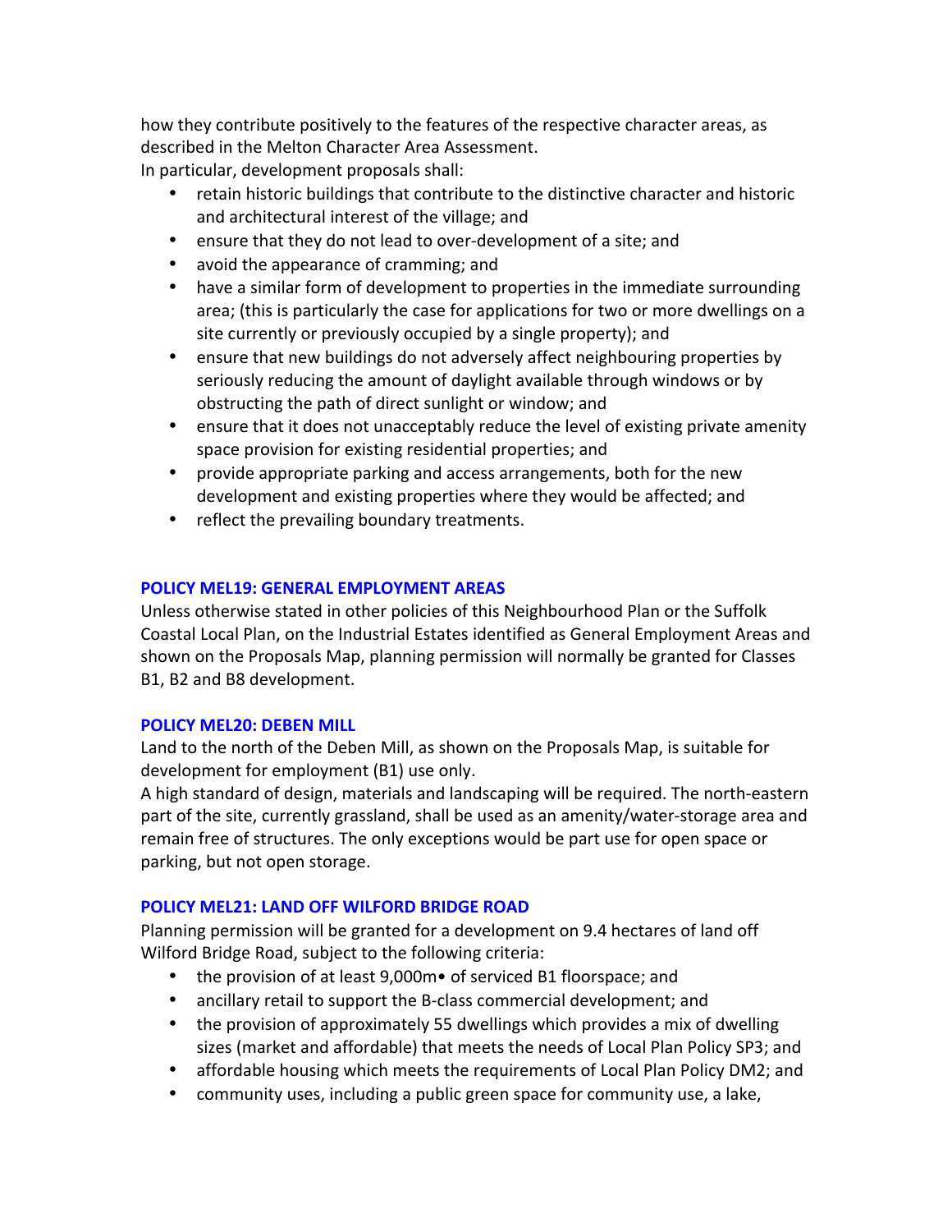how they contribute positively to the features of the respective character areas, as described in the Melton Character Area Assessment.
In particular, development proposals shall:

- retain historic buildings that contribute to the distinctive character and historic and architectural interest of the village; and
- ensure that they do not lead to over-development of a site; and
- avoid the appearance of cramming; and
- have a similar form of development to properties in the immediate surrounding area; (this is particularly the case for applications for two or more dwellings on a site currently or previously occupied by a single property); and
- ensure that new buildings do not adversely affect neighbouring properties by seriously reducing the amount of daylight available through windows or by obstructing the path of direct sunlight or window; and
- ensure that it does not unacceptably reduce the level of existing private amenity space provision for existing residential properties; and
- provide appropriate parking and access arrangements, both for the new development and existing properties where they would be affected; and
- reflect the prevailing boundary treatments.

### POLICY MEL19: GENERAL EMPLOYMENT AREAS

Unless otherwise stated in other policies of this Neighbourhood Plan or the Suffolk Coastal Local Plan, on the Industrial Estates identified as General Employment Areas and shown on the Proposals Map, planning permission will normally be granted for Classes B1, B2 and B8 development.

### POLICY MEL20: DEBEN MILL

Land to the north of the Deben Mill, as shown on the Proposals Map, is suitable for development for employment (B1) use only.
A high standard of design, materials and landscaping will be required. The north-eastern part of the site, currently grassland, shall be used as an amenity/water-storage area and remain free of structures. The only exceptions would be part use for open space or parking, but not open storage.

### POLICY MEL21: LAND OFF WILFORD BRIDGE ROAD

Planning permission will be granted for a development on 9.4 hectares of land off Wilford Bridge Road, subject to the following criteria:

- the provision of at least 9,000m• of serviced B1 floorspace; and
- ancillary retail to support the B-class commercial development; and
- the provision of approximately 55 dwellings which provides a mix of dwelling sizes (market and affordable) that meets the needs of Local Plan Policy SP3; and
- affordable housing which meets the requirements of Local Plan Policy DM2; and
- community uses, including a public green space for community use, a lake,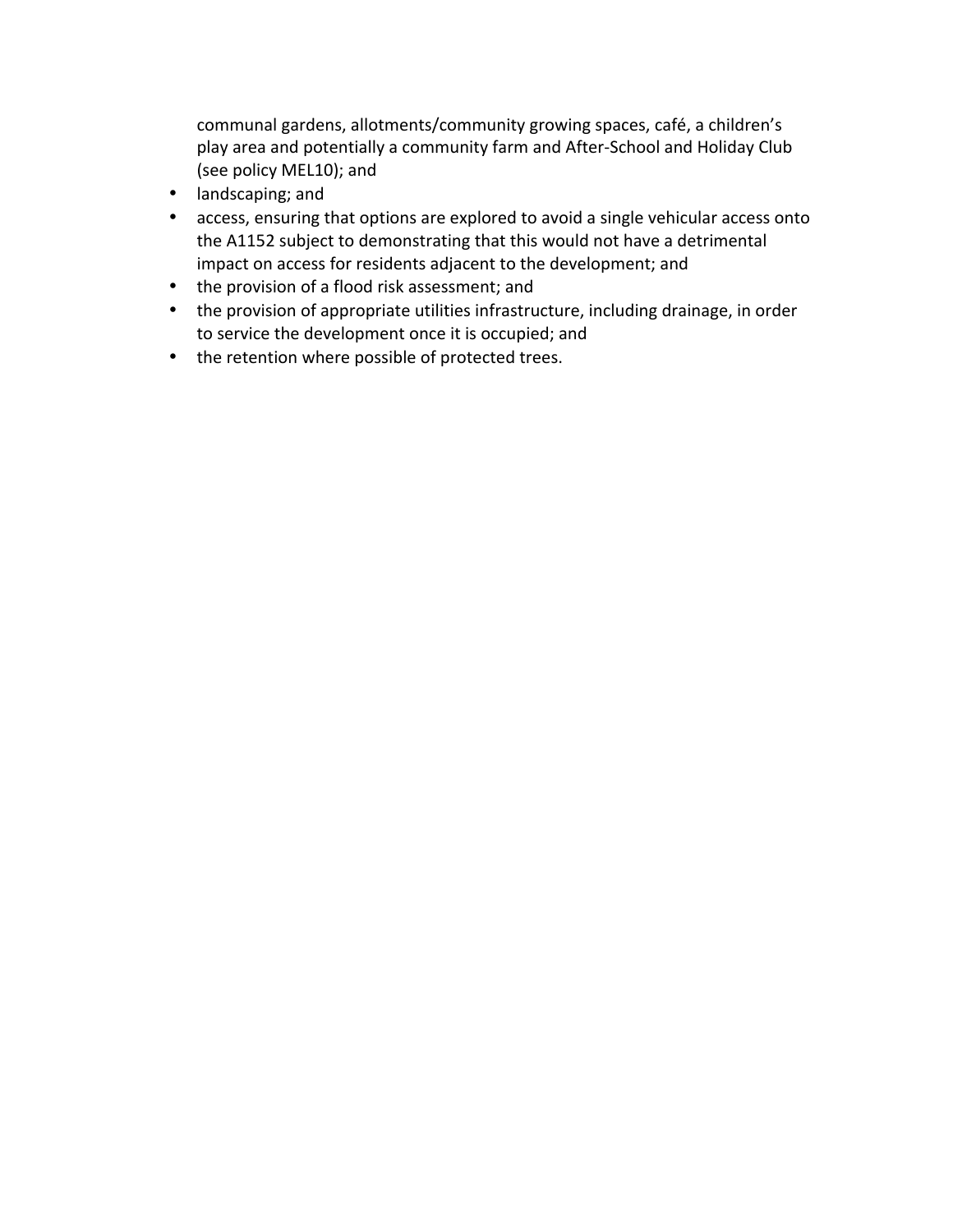communal gardens, allotments/community growing spaces, café, a children's play area and potentially a community farm and After-School and Holiday Club (see policy MEL10); and

- landscaping; and
- access, ensuring that options are explored to avoid a single vehicular access onto the A1152 subject to demonstrating that this would not have a detrimental impact on access for residents adjacent to the development; and
- the provision of a flood risk assessment; and
- the provision of appropriate utilities infrastructure, including drainage, in order to service the development once it is occupied; and
- the retention where possible of protected trees.